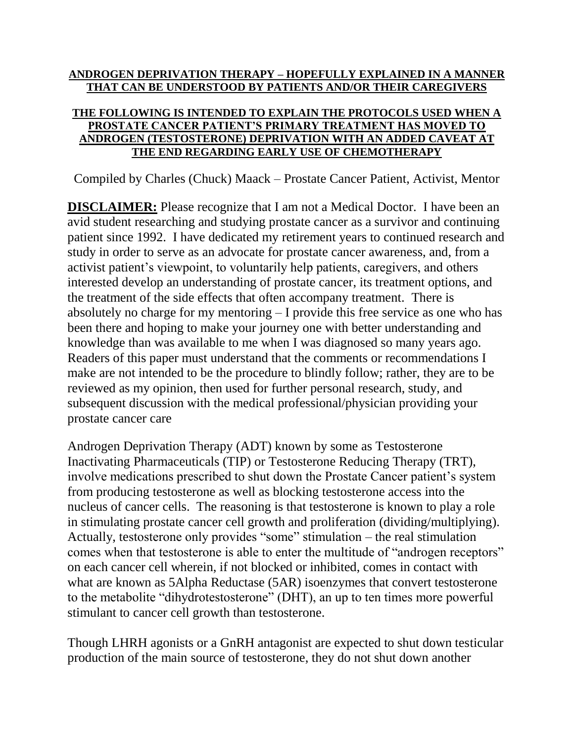**ANDROGEN DEPRIVATION THERAPY – HOPEFULLY EXPLAINED IN A MANNER THAT CAN BE UNDERSTOOD BY PATIENTS AND/OR THEIR CAREGIVERS**

**THE FOLLOWING IS INTENDED TO EXPLAIN THE PROTOCOLS USED WHEN A PROSTATE CANCER PATIENT'S PRIMARY TREATMENT HAS MOVED TO ANDROGEN (TESTOSTERONE) DEPRIVATION WITH AN ADDED CAVEAT AT THE END REGARDING EARLY USE OF CHEMOTHERAPY**

Compiled by Charles (Chuck) Maack – Prostate Cancer Patient, Activist, Mentor

**DISCLAIMER:** Please recognize that I am not a Medical Doctor. I have been an avid student researching and studying prostate cancer as a survivor and continuing patient since 1992. I have dedicated my retirement years to continued research and study in order to serve as an advocate for prostate cancer awareness, and, from a activist patient's viewpoint, to voluntarily help patients, caregivers, and others interested develop an understanding of prostate cancer, its treatment options, and the treatment of the side effects that often accompany treatment. There is absolutely no charge for my mentoring – I provide this free service as one who has been there and hoping to make your journey one with better understanding and knowledge than was available to me when I was diagnosed so many years ago. Readers of this paper must understand that the comments or recommendations I make are not intended to be the procedure to blindly follow; rather, they are to be reviewed as my opinion, then used for further personal research, study, and subsequent discussion with the medical professional/physician providing your prostate cancer care

Androgen Deprivation Therapy (ADT) known by some as Testosterone Inactivating Pharmaceuticals (TIP) or Testosterone Reducing Therapy (TRT), involve medications prescribed to shut down the Prostate Cancer patient's system from producing testosterone as well as blocking testosterone access into the nucleus of cancer cells. The reasoning is that testosterone is known to play a role in stimulating prostate cancer cell growth and proliferation (dividing/multiplying). Actually, testosterone only provides "some" stimulation – the real stimulation comes when that testosterone is able to enter the multitude of "androgen receptors" on each cancer cell wherein, if not blocked or inhibited, comes in contact with what are known as 5Alpha Reductase (5AR) isoenzymes that convert testosterone to the metabolite "dihydrotestosterone" (DHT), an up to ten times more powerful stimulant to cancer cell growth than testosterone.

Though LHRH agonists or a GnRH antagonist are expected to shut down testicular production of the main source of testosterone, they do not shut down another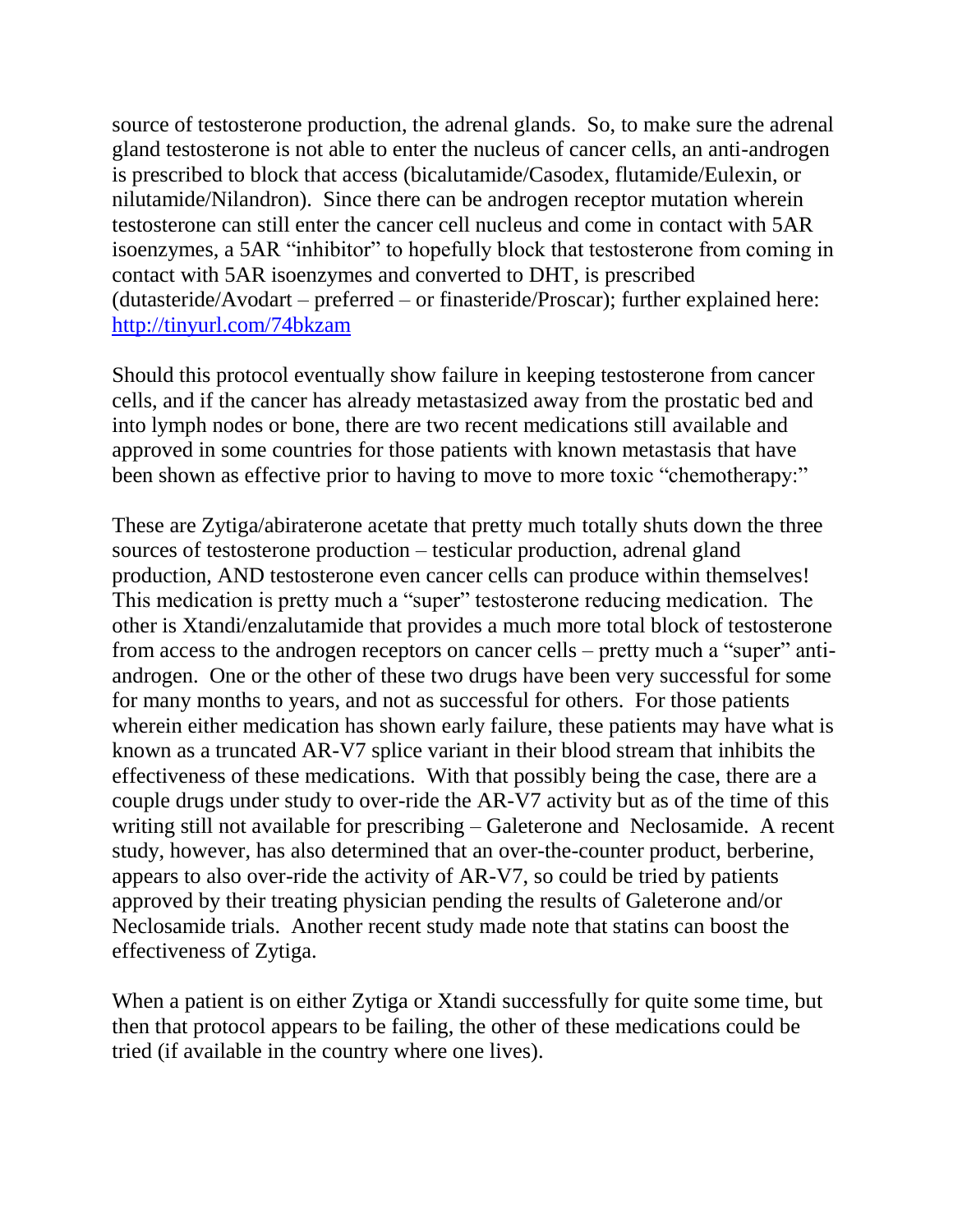source of testosterone production, the adrenal glands. So, to make sure the adrenal gland testosterone is not able to enter the nucleus of cancer cells, an anti-androgen is prescribed to block that access (bicalutamide/Casodex, flutamide/Eulexin, or nilutamide/Nilandron). Since there can be androgen receptor mutation wherein testosterone can still enter the cancer cell nucleus and come in contact with 5AR isoenzymes, a 5AR "inhibitor" to hopefully block that testosterone from coming in contact with 5AR isoenzymes and converted to DHT, is prescribed (dutasteride/Avodart – preferred – or finasteride/Proscar); further explained here: [http://tinyurl.com/74bkzam](http://tinyurl.com/74bkzam)

Should this protocol eventually show failure in keeping testosterone from cancer cells, and if the cancer has already metastasized away from the prostatic bed and into lymph nodes or bone, there are two recent medications still available and approved in some countries for those patients with known metastasis that have been shown as effective prior to having to move to more toxic "chemotherapy:"

These are Zytiga/abiraterone acetate that pretty much totally shuts down the three sources of testosterone production – testicular production, adrenal gland production, AND testosterone even cancer cells can produce within themselves! This medication is pretty much a "super" testosterone reducing medication. The other is Xtandi/enzalutamide that provides a much more total block of testosterone from access to the androgen receptors on cancer cells – pretty much a "super" anti-androgen. One or the other of these two drugs have been very successful for some for many months to years, and not as successful for others. For those patients wherein either medication has shown early failure, these patients may have what is known as a truncated AR-V7 splice variant in their blood stream that inhibits the effectiveness of these medications. With that possibly being the case, there are a couple drugs under study to over-ride the AR-V7 activity but as of the time of this writing still not available for prescribing – Galeterone and Neclosamide. A recent study, however, has also determined that an over-the-counter product, berberine, appears to also over-ride the activity of AR-V7, so could be tried by patients approved by their treating physician pending the results of Galeterone and/or Neclosamide trials. Another recent study made note that statins can boost the effectiveness of Zytiga.

When a patient is on either Zytiga or Xtandi successfully for quite some time, but then that protocol appears to be failing, the other of these medications could be tried (if available in the country where one lives).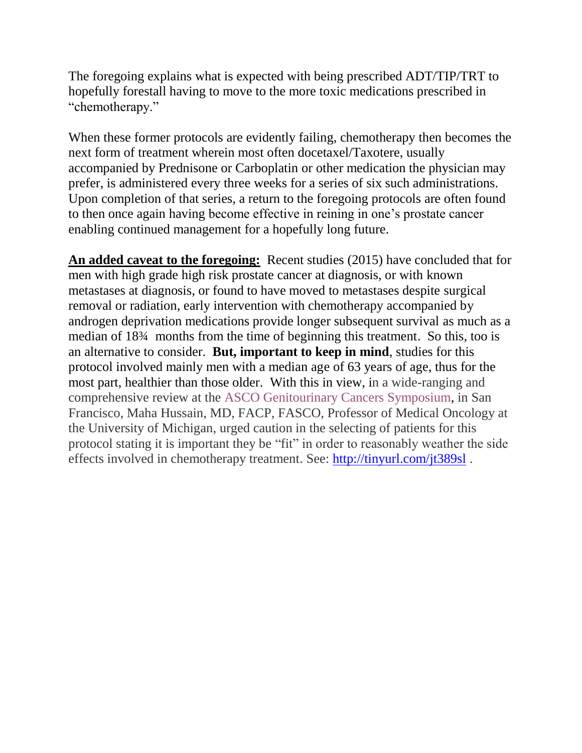The foregoing explains what is expected with being prescribed ADT/TIP/TRT to hopefully forestall having to move to the more toxic medications prescribed in "chemotherapy."

When these former protocols are evidently failing, chemotherapy then becomes the next form of treatment wherein most often docetaxel/Taxotere, usually accompanied by Prednisone or Carboplatin or other medication the physician may prefer, is administered every three weeks for a series of six such administrations. Upon completion of that series, a return to the foregoing protocols are often found to then once again having become effective in reining in one's prostate cancer enabling continued management for a hopefully long future.

**An added caveat to the foregoing:** Recent studies (2015) have concluded that for men with high grade high risk prostate cancer at diagnosis, or with known metastases at diagnosis, or found to have moved to metastases despite surgical removal or radiation, early intervention with chemotherapy accompanied by androgen deprivation medications provide longer subsequent survival as much as a median of 18¾ months from the time of beginning this treatment. So this, too is an alternative to consider. **But, important to keep in mind**, studies for this protocol involved mainly men with a median age of 63 years of age, thus for the most part, healthier than those older. With this in view, in a wide-ranging and comprehensive review at the ASCO Genitourinary Cancers Symposium, in San Francisco, Maha Hussain, MD, FACP, FASCO, Professor of Medical Oncology at the University of Michigan, urged caution in the selecting of patients for this protocol stating it is important they be "fit" in order to reasonably weather the side effects involved in chemotherapy treatment. See: [http://tinyurl.com/jt389sl](http://tinyurl.com/jt389sl) .